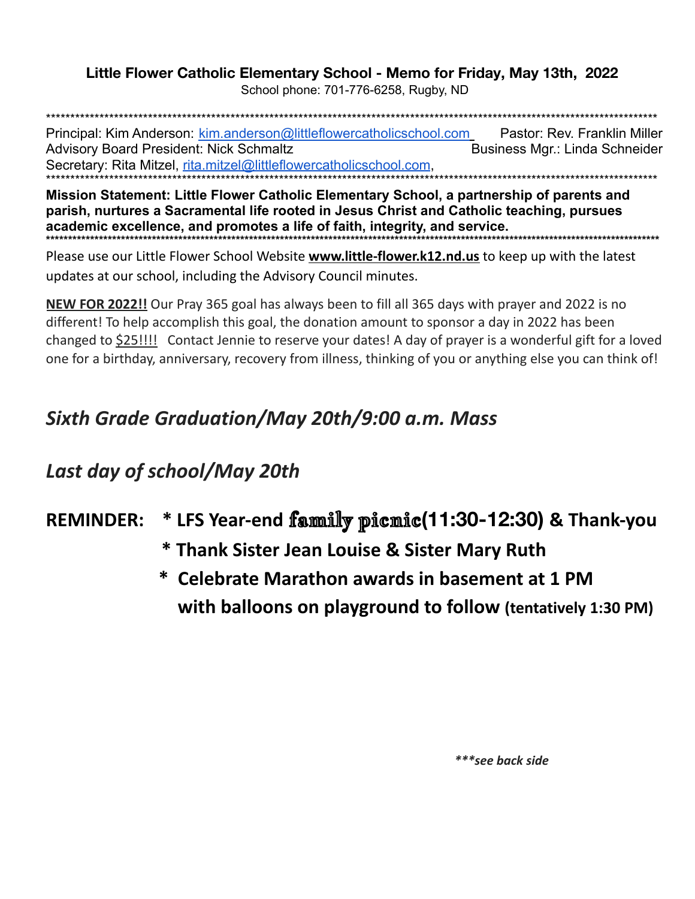**Little Flower Catholic Elementary School - Memo for Friday, May 13th, 2022**

School phone: 701-776-6258, Rugby, ND

Principal: Kim Anderson: kim.anderson@littleflowercatholicschool.com
Pastor: Rev. Franklin Miller
Advisory Board President: Nick Schmaltz
Business Mgr.: Linda Schneider
Secretary: Rita Mitzel, rita.mitzel@littleflowercatholicschool.com,

**Mission Statement: Little Flower Catholic Elementary School, a partnership of parents and parish, nurtures a Sacramental life rooted in Jesus Christ and Catholic teaching, pursues academic excellence, and promotes a life of faith, integrity, and service.**

Please use our Little Flower School Website **www.little-flower.k12.nd.us** to keep up with the latest updates at our school, including the Advisory Council minutes.

**NEW FOR 2022!!** Our Pray 365 goal has always been to fill all 365 days with prayer and 2022 is no different! To help accomplish this goal, the donation amount to sponsor a day in 2022 has been changed to $25!!!! Contact Jennie to reserve your dates! A day of prayer is a wonderful gift for a loved one for a birthday, anniversary, recovery from illness, thinking of you or anything else you can think of!

## *Sixth Grade Graduation/May 20th/9:00 a.m. Mass*

## *Last day of school/May 20th*

**REMINDER:**
- **LFS Year-end family picnic(11:30-12:30) & Thank-you**
- **Thank Sister Jean Louise & Sister Mary Ruth**
- **Celebrate Marathon awards in basement at 1 PM with balloons on playground to follow (tentatively 1:30 PM)**

***\*\*\*see back side***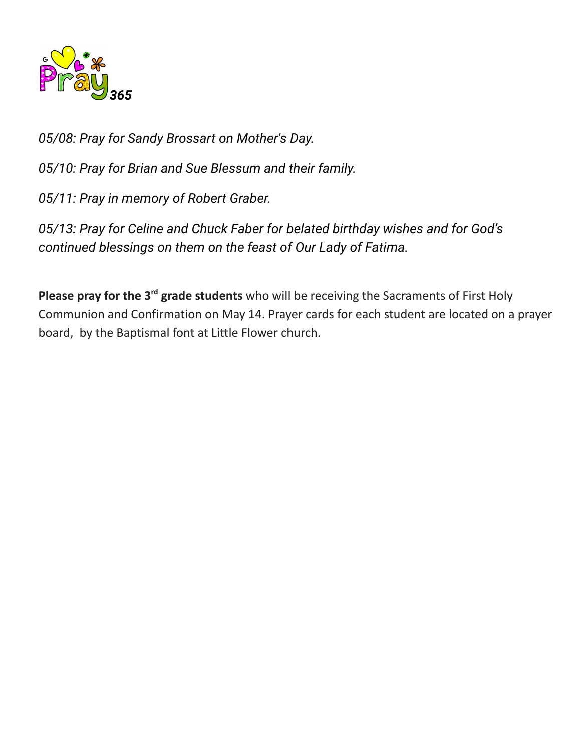Pray 365

*05/08: Pray for Sandy Brossart on Mother's Day.*

*05/10: Pray for Brian and Sue Blessum and their family.*

*05/11: Pray in memory of Robert Graber.*

*05/13: Pray for Celine and Chuck Faber for belated birthday wishes and for God's continued blessings on them on the feast of Our Lady of Fatima.*

**Please pray for the 3rd grade students** who will be receiving the Sacraments of First Holy Communion and Confirmation on May 14. Prayer cards for each student are located on a prayer board, by the Baptismal font at Little Flower church.